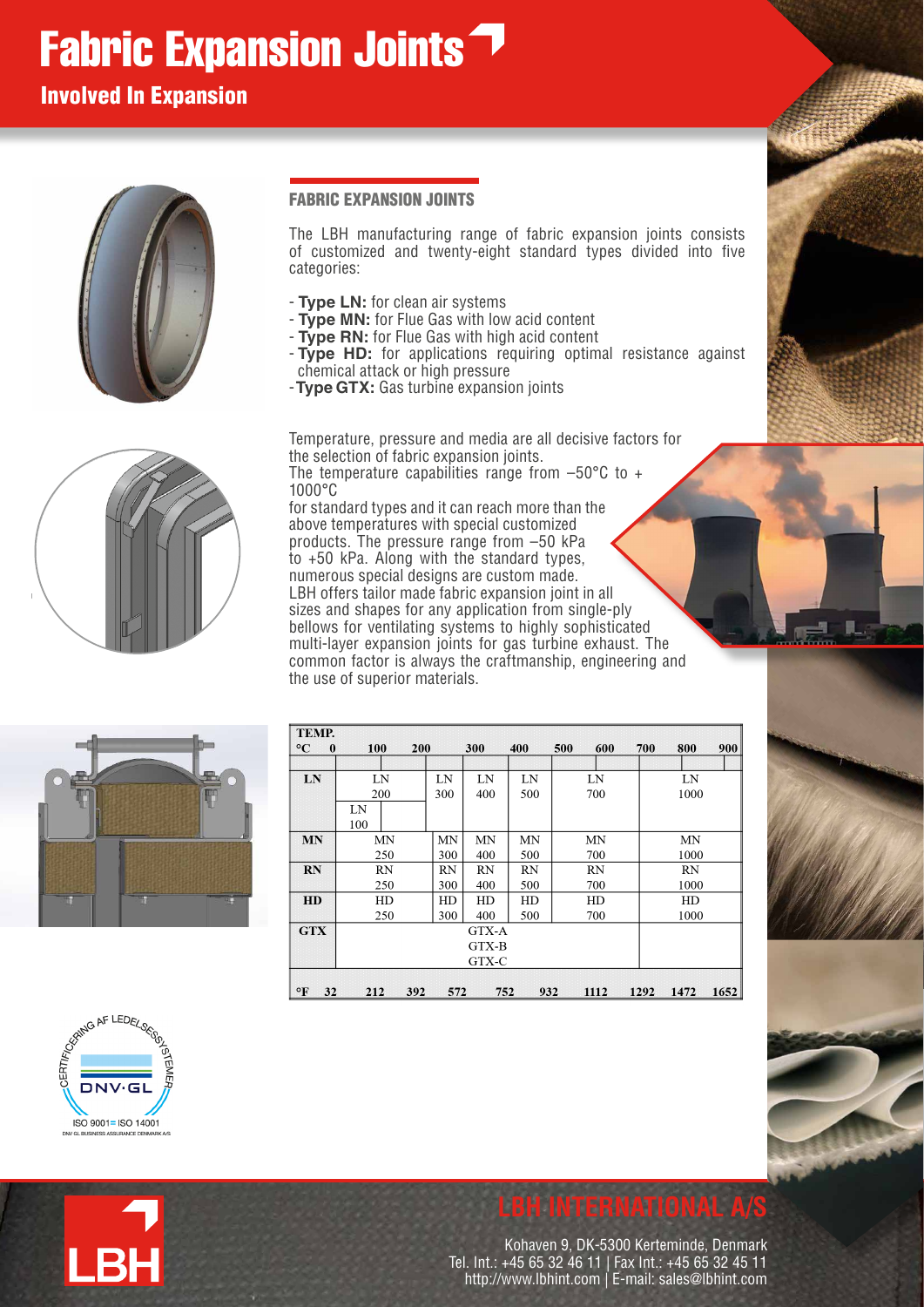# Fabric Expansion Joints

## Involved In Expansion

### FABRIC EXPANSION JOINTS

The LBH manufacturing range of fabric expansion joints consists of customized and twenty-eight standard types divided into five categories:

- **Type LN:** for clean air systems
- **Type MN:** for Flue Gas with low acid content
- **Type RN:** for Flue Gas with high acid content
- **Type HD:** for applications requiring optimal resistance against chemical attack or high pressure
- **Type GTX:** Gas turbine expansion joints

Temperature, pressure and media are all decisive factors for the selection of fabric expansion joints.
The temperature capabilities range from –50°C to + 1000°C for standard types and it can reach more than the above temperatures with special customized products. The pressure range from –50 kPa to +50 kPa. Along with the standard types, numerous special designs are custom made.
LBH offers tailor made fabric expansion joint in all sizes and shapes for any application from single-ply bellows for ventilating systems to highly sophisticated multi-layer expansion joints for gas turbine exhaust. The common factor is always the craftmanship, engineering and the use of superior materials.

| TEMP. °C | 0 – 100 – 200 | 200 – 300 | 300 – 400 | 400 – 500 | 500 – 600 – 700 | 700 – 800 – 900 |
|---|---|---|---|---|---|---|
| **LN** | LN 200<br>LN 100 | LN 300 | LN 400 | LN 500 | LN 700 | LN 1000 |
| **MN** | MN 250 | MN 300 | MN 400 | MN 500 | MN 700 | MN 1000 |
| **RN** | RN 250 | RN 300 | RN 400 | RN 500 | RN 700 | RN 1000 |
| **HD** | HD 250 | HD 300 | HD 400 | HD 500 | HD 700 | HD 1000 |
| **GTX** | GTX-A<br>GTX-B<br>GTX-C | | | | | |
| **°F** | 32 – 212 – 392 | 572 | 752 | 932 | 1112 – 1292 | 1472 – 1652 |

CERTIFICERING AF LEDELSESSYSTEMER
DNV·GL
ISO 9001 ISO 14001
DNV GL BUSINESS ASSURANCE DENMARK A/S

**LBH INTERNATIONAL A/S**

Kohaven 9, DK-5300 Kerteminde, Denmark
Tel. Int.: +45 65 32 46 11 | Fax Int.: +45 65 32 45 11
http://www.lbhint.com | E-mail: sales@lbhint.com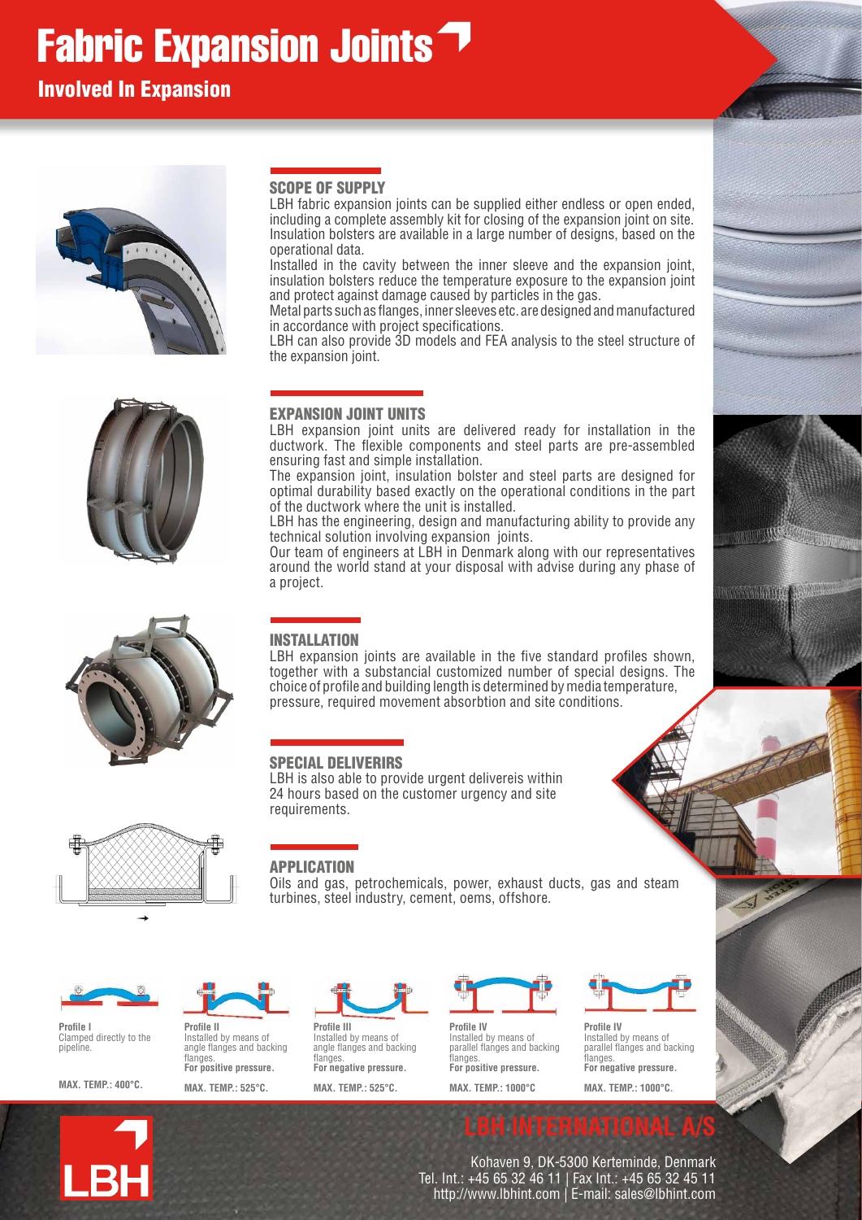# Fabric Expansion Joints

## Involved In Expansion

### SCOPE OF SUPPLY

LBH fabric expansion joints can be supplied either endless or open ended, including a complete assembly kit for closing of the expansion joint on site. Insulation bolsters are available in a large number of designs, based on the operational data.

Installed in the cavity between the inner sleeve and the expansion joint, insulation bolsters reduce the temperature exposure to the expansion joint and protect against damage caused by particles in the gas.

Metal parts such as flanges, inner sleeves etc. are designed and manufactured in accordance with project specifications.

LBH can also provide 3D models and FEA analysis to the steel structure of the expansion joint.

### EXPANSION JOINT UNITS

LBH expansion joint units are delivered ready for installation in the ductwork. The flexible components and steel parts are pre-assembled ensuring fast and simple installation.

The expansion joint, insulation bolster and steel parts are designed for optimal durability based exactly on the operational conditions in the part of the ductwork where the unit is installed.

LBH has the engineering, design and manufacturing ability to provide any technical solution involving expansion joints.

Our team of engineers at LBH in Denmark along with our representatives around the world stand at your disposal with advise during any phase of a project.

### INSTALLATION

LBH expansion joints are available in the five standard profiles shown, together with a substancial customized number of special designs. The choice of profile and building length is determined by media temperature, pressure, required movement absorbtion and site conditions.

### SPECIAL DELIVERIRS

LBH is also able to provide urgent delivereis within 24 hours based on the customer urgency and site requirements.

### APPLICATION

Oils and gas, petrochemicals, power, exhaust ducts, gas and steam turbines, steel industry, cement, oems, offshore.

**Profile I**
Clamped directly to the pipeline.

**MAX. TEMP.: 400°C.**

**Profile II**
Installed by means of angle flanges and backing flanges.
**For positive pressure.**

**MAX. TEMP.: 525°C.**

**Profile III**
Installed by means of angle flanges and backing flanges.
**For negative pressure.**

**MAX. TEMP.: 525°C.**

**Profile IV**
Installed by means of parallel flanges and backing flanges.
**For positive pressure.**

**MAX. TEMP.: 1000°C**

**Profile IV**
Installed by means of parallel flanges and backing flanges.
**For negative pressure.**

**MAX. TEMP.: 1000°C.**

LBH

## LBH INTERNATIONAL A/S

Kohaven 9, DK-5300 Kerteminde, Denmark
Tel. Int.: +45 65 32 46 11 | Fax Int.: +45 65 32 45 11
http://www.lbhint.com | E-mail: sales@lbhint.com